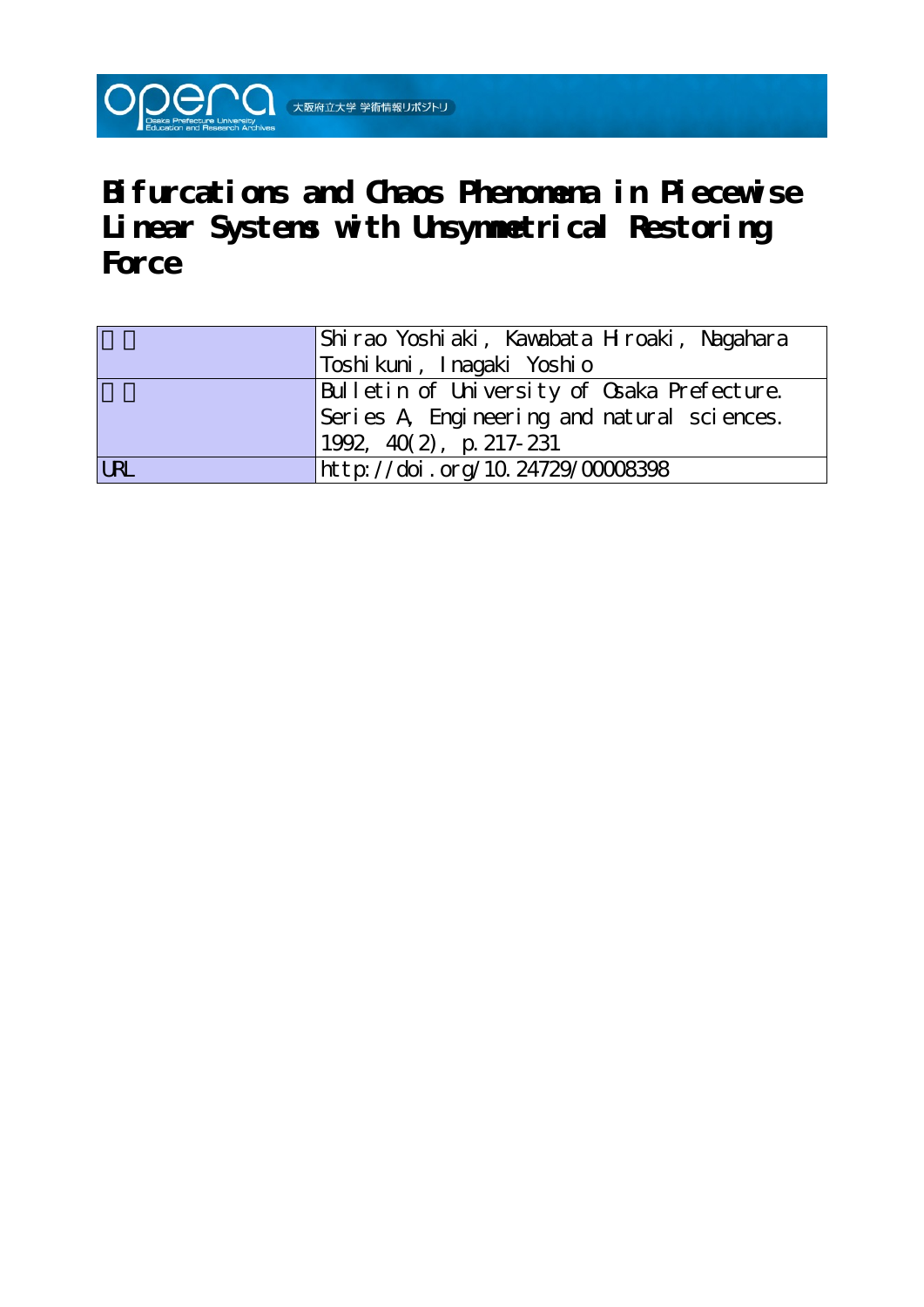# Bifurcations and Chaos Phenomena in Piecewise Linear Systems with Unsymmetrical Restoring Force

| | |
|---|---|
| 著者 | Shirao Yoshiaki, Kawabata Hiroaki, Nagahara Toshikuni, Inagaki Yoshio |
| 雑誌 | Bulletin of University of Osaka Prefecture. Series A, Engineering and natural sciences. 1992, 40(2), p.217-231 |
| URL | http://doi.org/10.24729/00008398 |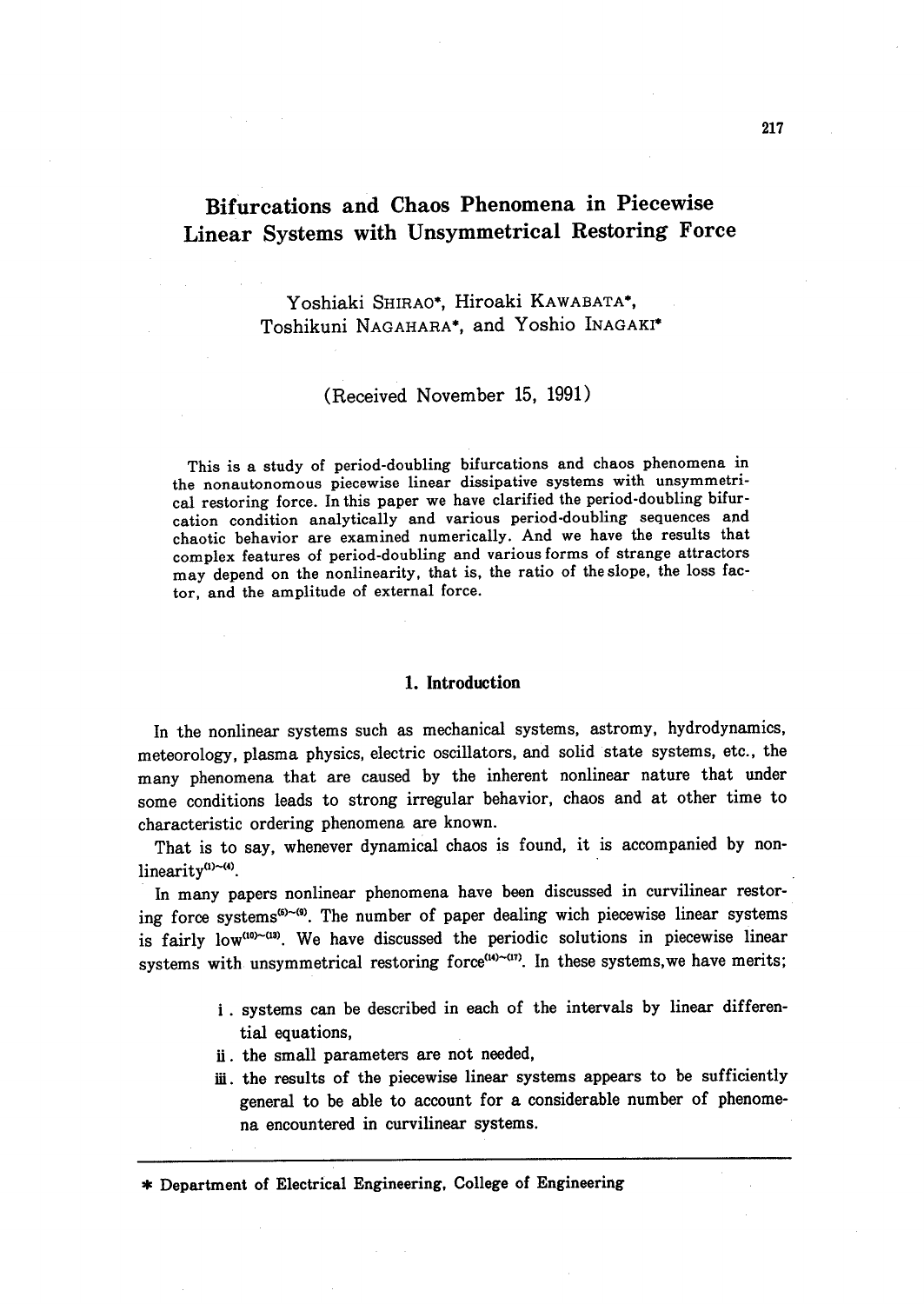# Bifurcations and Chaos Phenomena in Piecewise Linear Systems with Unsymmetrical Restoring Force

Yoshiaki SHIRAO*, Hiroaki KAWABATA*, Toshikuni NAGAHARA*, and Yoshio INAGAKI*

(Received November 15, 1991)

This is a study of period-doubling bifurcations and chaos phenomena in the nonautonomous piecewise linear dissipative systems with unsymmetrical restoring force. In this paper we have clarified the period-doubling bifurcation condition analytically and various period-doubling sequences and chaotic behavior are examined numerically. And we have the results that complex features of period-doubling and various forms of strange attractors may depend on the nonlinearity, that is, the ratio of the slope, the loss factor, and the amplitude of external force.

## 1. Introduction

In the nonlinear systems such as mechanical systems, astromy, hydrodynamics, meteorology, plasma physics, electric oscillators, and solid state systems, etc., the many phenomena that are caused by the inherent nonlinear nature that under some conditions leads to strong irregular behavior, chaos and at other time to characteristic ordering phenomena are known.

That is to say, whenever dynamical chaos is found, it is accompanied by nonlinearity[(1)~(4)].

In many papers nonlinear phenomena have been discussed in curvilinear restoring force systems[(5)~(9)]. The number of paper dealing wich piecewise linear systems is fairly low[(10)~(13)]. We have discussed the periodic solutions in piecewise linear systems with unsymmetrical restoring force[(14)~(17)]. In these systems,we have merits;

i. systems can be described in each of the intervals by linear differential equations,

ii. the small parameters are not needed,

iii. the results of the piecewise linear systems appears to be sufficiently general to be able to account for a considerable number of phenomena encountered in curvilinear systems.

---

\* Department of Electrical Engineering, College of Engineering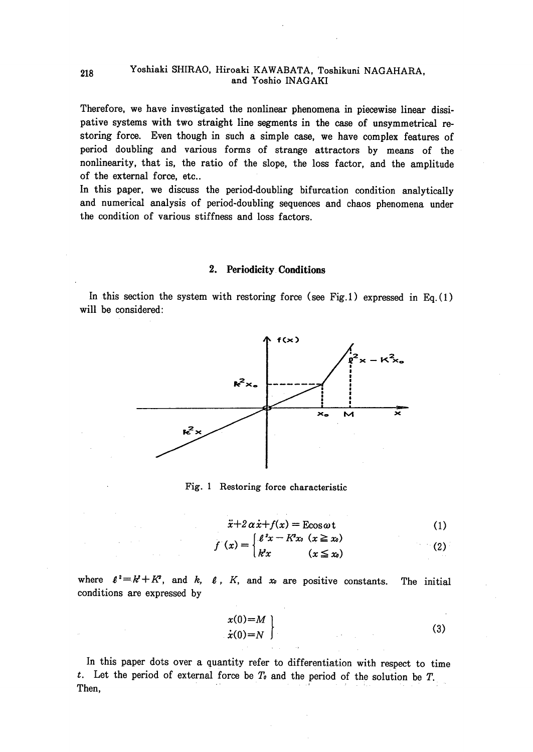Therefore, we have investigated the nonlinear phenomena in piecewise linear dissipative systems with two straight line segments in the case of unsymmetrical restoring force. Even though in such a simple case, we have complex features of period doubling and various forms of strange attractors by means of the nonlinearity, that is, the ratio of the slope, the loss factor, and the amplitude of the external force, etc..

In this paper, we discuss the period-doubling bifurcation condition analytically and numerical analysis of period-doubling sequences and chaos phenomena under the condition of various stiffness and loss factors.

## 2. Periodicity Conditions

In this section the system with restoring force (see Fig.1) expressed in Eq.(1) will be considered:

Fig. 1 Restoring force characteristic

$$\ddot{x}+2\alpha\dot{x}+f(x) = E\cos\omega t \tag{1}$$

$$f(x) = \begin{cases} \ell^2 x - K^2 x_0 & (x \geqq x_0) \\ k^2 x & (x \leqq x_0) \end{cases} \tag{2}$$

where $\ell^2 = k^2 + K^2$, and $k$, $\ell$, $K$, and $x_0$ are positive constants. The initial conditions are expressed by

$$\left.\begin{aligned} x(0)&=M \\ \dot{x}(0)&=N \end{aligned}\right\} \tag{3}$$

In this paper dots over a quantity refer to differentiation with respect to time $t$. Let the period of external force be $T_0$ and the period of the solution be $T$. Then,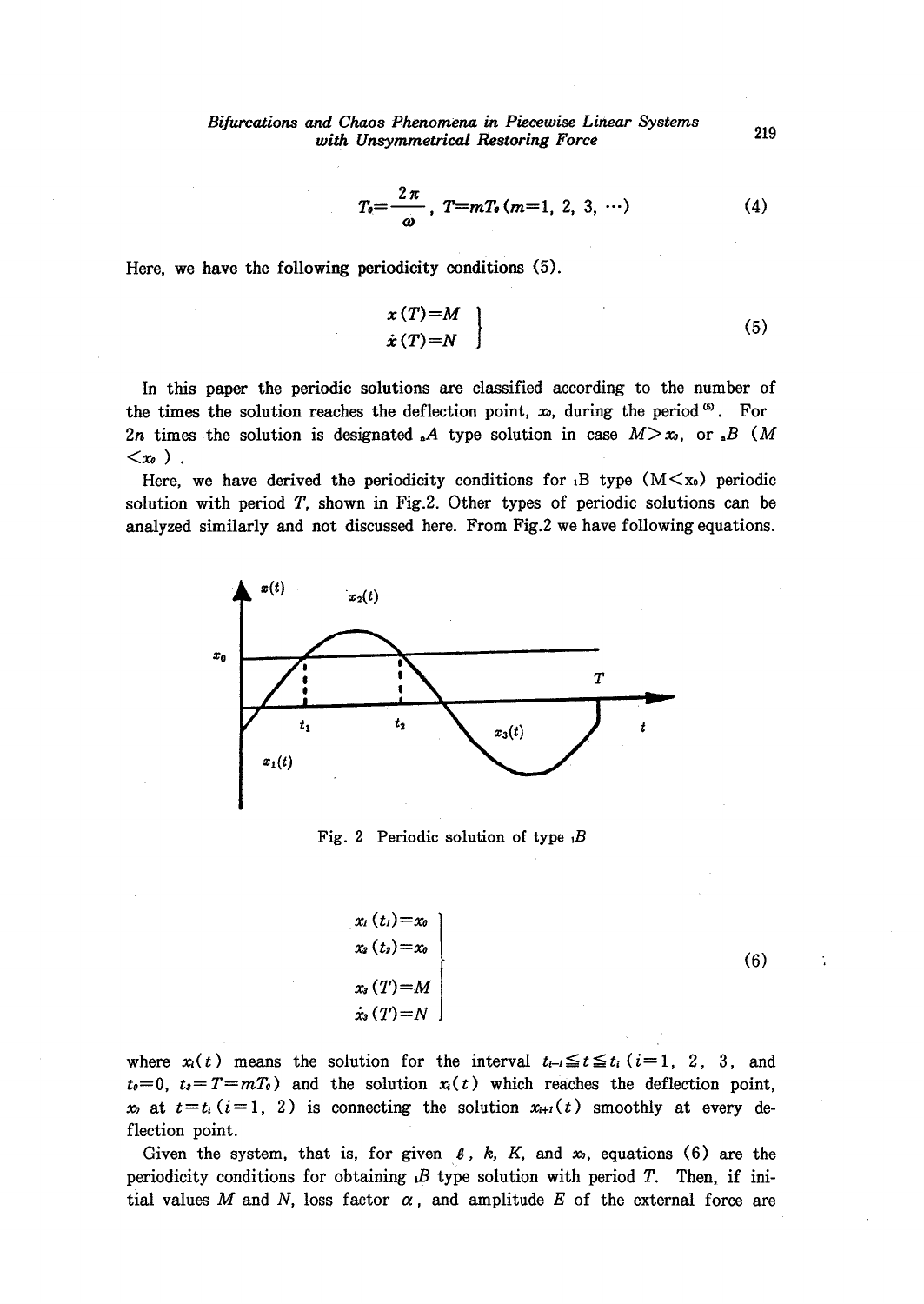$$T_0=\frac{2\pi}{\omega},\ T=mT_0\ (m=1,\ 2,\ 3,\ \cdots) \tag{4}$$

Here, we have the following periodicity conditions (5).

$$\left.\begin{aligned} x(T)&=M \\ \dot{x}(T)&=N \end{aligned}\right\} \tag{5}$$

In this paper the periodic solutions are classified according to the number of the times the solution reaches the deflection point, $x_0$, during the period [5]. For $2n$ times the solution is designated ${}_nA$ type solution in case $M>x_0$, or ${}_nB$ ($M<x_0$).

Here, we have derived the periodicity conditions for ${}_1B$ type ($M<x_0$) periodic solution with period $T$, shown in Fig.2. Other types of periodic solutions can be analyzed similarly and not discussed here. From Fig.2 we have following equations.

Fig. 2 Periodic solution of type ${}_1B$

$$\left.\begin{aligned} x_1(t_1)&=x_0 \\ x_2(t_2)&=x_0 \\ x_3(T)&=M \\ \dot{x}_3(T)&=N \end{aligned}\right\} \tag{6}$$

where $x_i(t)$ means the solution for the interval $t_{i-1}\leqq t\leqq t_i$ ($i=1,\ 2,\ 3$, and $t_0=0,\ t_3=T=mT_0$) and the solution $x_i(t)$ which reaches the deflection point, $x_0$ at $t=t_i$ ($i=1,\ 2$) is connecting the solution $x_{i+1}(t)$ smoothly at every deflection point.

Given the system, that is, for given $\ell$, $k$, $K$, and $x_0$, equations (6) are the periodicity conditions for obtaining ${}_1B$ type solution with period $T$. Then, if initial values $M$ and $N$, loss factor $\alpha$, and amplitude $E$ of the external force are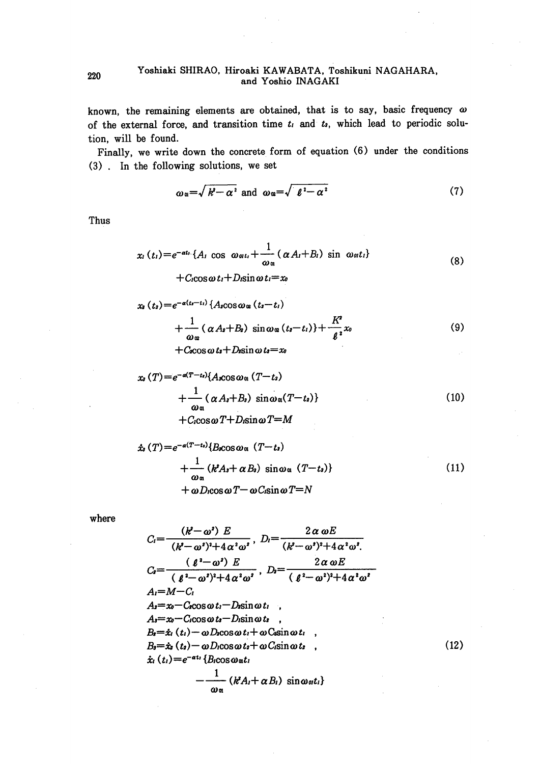known, the remaining elements are obtained, that is to say, basic frequency $\omega$ of the external force, and transition time $t_1$ and $t_2$, which lead to periodic solution, will be found.

Finally, we write down the concrete form of equation (6) under the conditions (3). In the following solutions, we set

$$\omega_{\alpha 1}=\sqrt{k^2-\alpha^2} \text{ and } \omega_{\alpha 2}=\sqrt{\ell^2-\alpha^2} \tag{7}$$

Thus

$$\begin{aligned} x_1(t_1)&=e^{-\alpha t_1}\{A_1 \cos \omega_{\alpha 1} t_1+\frac{1}{\omega_{\alpha 1}}(\alpha A_1+B_1) \sin \omega_{\alpha 1} t_1\} \\ &+C_1 \cos \omega t_1+D_1 \sin \omega t_1=x_0 \end{aligned} \tag{8}$$

$$\begin{aligned} x_2(t_2)&=e^{-\alpha(t_2-t_1)}\{A_2 \cos \omega_{\alpha 2}(t_2-t_1) \\ &+\frac{1}{\omega_{\alpha 2}}(\alpha A_2+B_2) \sin \omega_{\alpha 2}(t_2-t_1)\}+\frac{K^2}{\ell^2} x_0 \\ &+C_2 \cos \omega t_2+D_2 \sin \omega t_2=x_0 \end{aligned} \tag{9}$$

$$\begin{aligned} x_3(T)&=e^{-\alpha(T-t_2)}\{A_3 \cos \omega_{\alpha 1}(T-t_2) \\ &+\frac{1}{\omega_{\alpha 1}}(\alpha A_3+B_3) \sin \omega_{\alpha 1}(T-t_2)\} \\ &+C_1 \cos \omega T+D_1 \sin \omega T=M \end{aligned} \tag{10}$$

$$\begin{aligned} \dot{x}_3(T)&=e^{-\alpha(T-t_2)}\{B_3 \cos \omega_{\alpha 1}(T-t_2) \\ &+\frac{1}{\omega_{\alpha 1}}(k^2 A_3+\alpha B_3) \sin \omega_{\alpha 1}(T-t_2)\} \\ &+\omega D_1 \cos \omega T-\omega C_1 \sin \omega T=N \end{aligned} \tag{11}$$

where

$$\begin{aligned} &C_1=\frac{(k^2-\omega^2) E}{(k^2-\omega^2)^2+4\alpha^2\omega^2}, \quad D_1=\frac{2\alpha\omega E}{(k^2-\omega^2)^2+4\alpha^2\omega^2}. \\ &C_2=\frac{(\ell^2-\omega^2) E}{(\ell^2-\omega^2)^2+4\alpha^2\omega^2}, \quad D_2=\frac{2\alpha\omega E}{(\ell^2-\omega^2)^2+4\alpha^2\omega^2} \\ &A_1=M-C_1 \\ &A_2=x_0-C_2 \cos \omega t_1-D_2 \sin \omega t_1, \\ &A_3=x_0-C_1 \cos \omega t_2-D_1 \sin \omega t_2, \\ &B_2=\dot{x}_1(t_1)-\omega D_2 \cos \omega t_1+\omega C_2 \sin \omega t_1, \\ &B_3=\dot{x}_2(t_2)-\omega D_1 \cos \omega t_2+\omega C_1 \sin \omega t_2, \\ &\dot{x}_1(t_1)=e^{-\alpha t_1}\{B_1 \cos \omega_{\alpha 1} t_1 \\ &\qquad -\frac{1}{\omega_{\alpha 1}}(k^2 A_1+\alpha B_1) \sin \omega_{\alpha 1} t_1\} \end{aligned} \tag{12}$$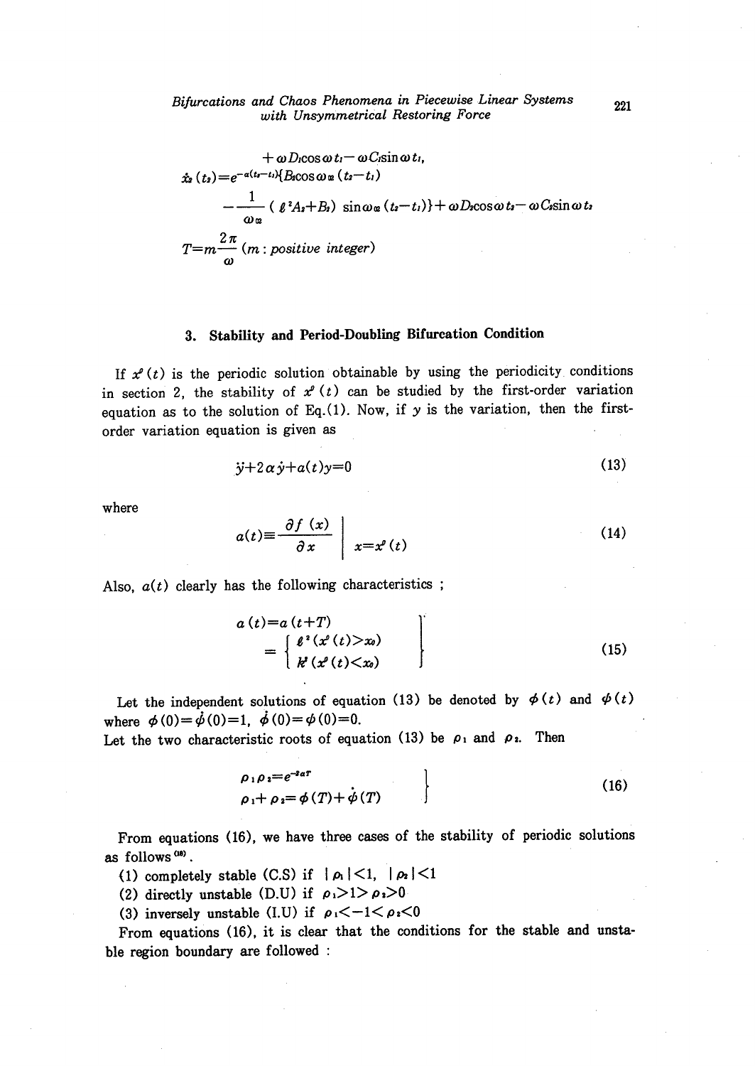$$+\omega D_1 \cos\omega t_1 - \omega C_1 \sin\omega t_1,$$

$$\dot{x}_2(t_2) = e^{-\alpha(t_2-t_1)}\{B_2 \cos\omega_{\alpha}(t_2-t_1)$$

$$-\frac{1}{\omega_{\alpha}}(\ell^2 A_2 + B_2)\sin\omega_{\alpha}(t_2-t_1)\} + \omega D_2 \cos\omega t_2 - \omega C_2 \sin\omega t_2$$

$$T = m\frac{2\pi}{\omega} \ (m: \textit{positive integer})$$

## 3. Stability and Period-Doubling Bifurcation Condition

If $x^0(t)$ is the periodic solution obtainable by using the periodicity conditions in section 2, the stability of $x^0(t)$ can be studied by the first-order variation equation as to the solution of Eq.(1). Now, if $y$ is the variation, then the first-order variation equation is given as

$$\ddot{y} + 2\alpha\dot{y} + a(t)y = 0 \tag{13}$$

where

$$a(t) \equiv \left.\frac{\partial f(x)}{\partial x}\right|_{x=x^0(t)} \tag{14}$$

Also, $a(t)$ clearly has the following characteristics ;

$$\left.\begin{aligned} a(t) &= a(t+T) \\ &= \begin{cases} \ell^2 (x^0(t) > x_0) \\ k^2 (x^0(t) < x_0) \end{cases} \end{aligned}\right\} \tag{15}$$

Let the independent solutions of equation (13) be denoted by $\phi(t)$ and $\psi(t)$ where $\phi(0)=\dot{\psi}(0)=1$, $\dot{\phi}(0)=\psi(0)=0$.
Let the two characteristic roots of equation (13) be $\rho_1$ and $\rho_2$. Then

$$\left.\begin{aligned} \rho_1\rho_2 &= e^{-2\alpha T} \\ \rho_1 + \rho_2 &= \phi(T) + \dot{\psi}(T) \end{aligned}\right\} \tag{16}$$

From equations (16), we have three cases of the stability of periodic solutions as follows[18].

(1) completely stable (C.S) if $|\rho_1|<1$, $|\rho_2|<1$
(2) directly unstable (D.U) if $\rho_1>1>\rho_2>0$
(3) inversely unstable (I.U) if $\rho_1<-1<\rho_2<0$

From equations (16), it is clear that the conditions for the stable and unstable region boundary are followed :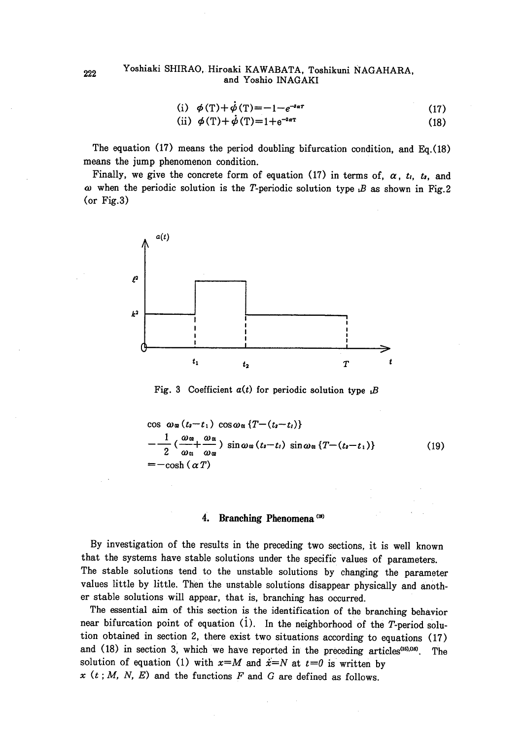$$\text{(i)} \quad \phi(T)+\dot{\phi}(T)=-1-e^{-2\alpha T} \tag{17}$$

$$\text{(ii)} \quad \phi(T)+\dot{\phi}(T)=1+e^{-2\alpha T} \tag{18}$$

The equation (17) means the period doubling bifurcation condition, and Eq.(18) means the jump phenomenon condition.

Finally, we give the concrete form of equation (17) in terms of, $\alpha$, $t_1$, $t_2$, and $\omega$ when the periodic solution is the $T$-periodic solution type ${}_1B$ as shown in Fig.2 (or Fig.3)

Fig. 3 Coefficient $a(t)$ for periodic solution type ${}_1B$

$$\begin{aligned}
&\cos \omega_{02}(t_2-t_1) \cos\omega_{01}\{T-(t_2-t_1)\} \\
&-\frac{1}{2}\left(\frac{\omega_{02}}{\omega_{01}}+\frac{\omega_{01}}{\omega_{02}}\right) \sin\omega_{02}(t_2-t_1) \sin\omega_{01}\{T-(t_2-t_1)\} \\
&=-\cosh(\alpha T)
\end{aligned} \tag{19}$$

## 4. Branching Phenomena [19]

By investigation of the results in the preceding two sections, it is well known that the systems have stable solutions under the specific values of parameters. The stable solutions tend to the unstable solutions by changing the parameter values little by little. Then the unstable solutions disappear physically and another stable solutions will appear, that is, branching has occurred.

The essential aim of this section is the identification of the branching behavior near bifurcation point of equation (1). In the neighborhood of the $T$-period solution obtained in section 2, there exist two situations according to equations (17) and (18) in section 3, which we have reported in the preceding articles[15],[16]. The solution of equation (1) with $x=M$ and $\dot{x}=N$ at $t=0$ is written by $x\ (t\ ; M,\ N,\ E)$ and the functions $F$ and $G$ are defined as follows.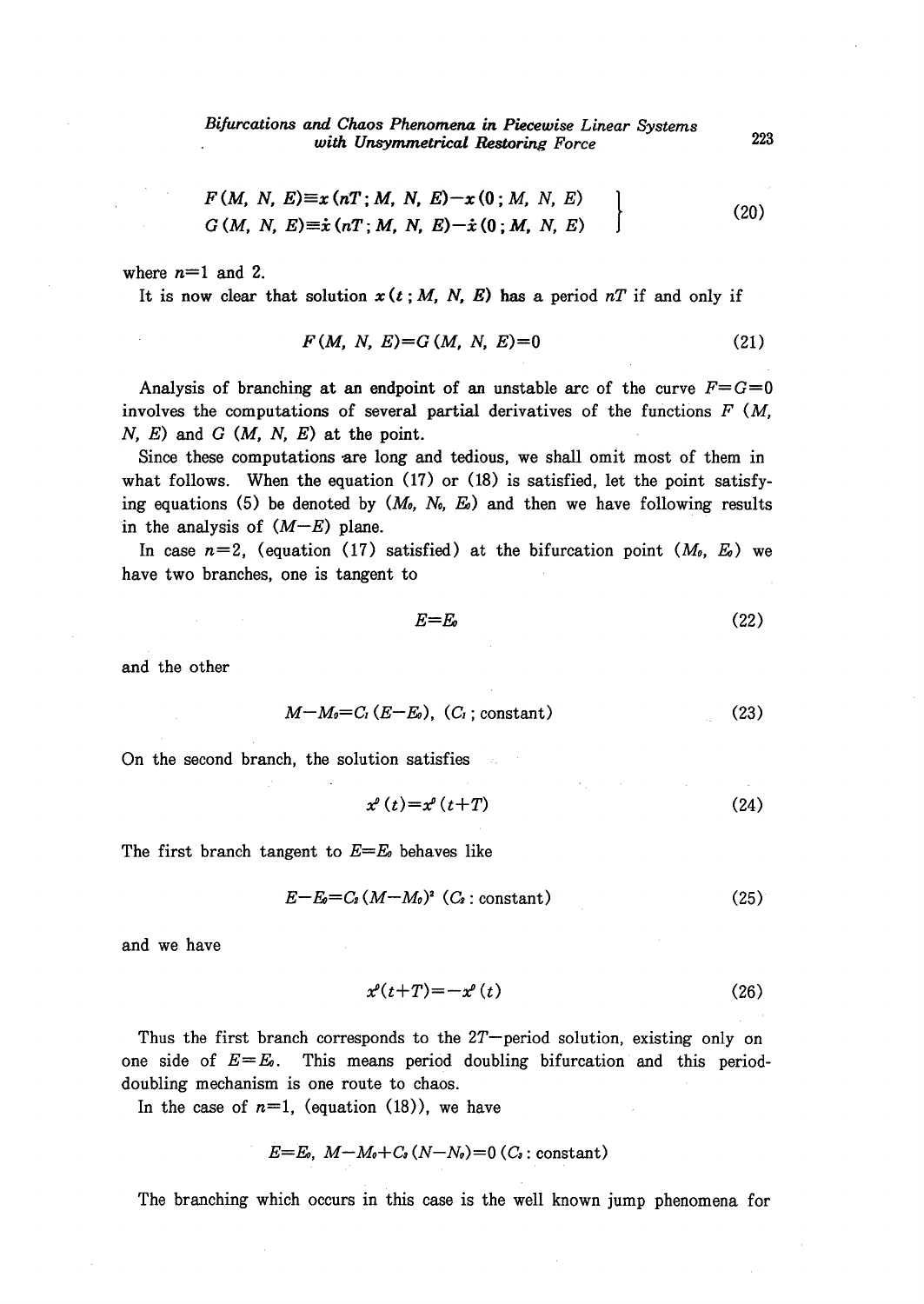$$
\left.\begin{aligned}
F(M,\ N,\ E) &\equiv x(nT;\ M,\ N,\ E) - x(0;\ M,\ N,\ E) \\
G(M,\ N,\ E) &\equiv \dot{x}(nT;\ M,\ N,\ E) - \dot{x}(0;\ M,\ N,\ E)
\end{aligned}\right\} \tag{20}
$$

where $n=1$ and 2.

It is now clear that solution $x(t\ ;M,\ N,\ E)$ has a period $nT$ if and only if

$$
F(M,\ N,\ E) = G(M,\ N,\ E) = 0 \tag{21}
$$

Analysis of branching at an endpoint of an unstable arc of the curve $F=G=0$ involves the computations of several partial derivatives of the functions $F\ (M,\ N,\ E)$ and $G\ (M,\ N,\ E)$ at the point.

Since these computations are long and tedious, we shall omit most of them in what follows. When the equation (17) or (18) is satisfied, let the point satisfying equations (5) be denoted by $(M_0,\ N_0,\ E_0)$ and then we have following results in the analysis of $(M-E)$ plane.

In case $n=2$, (equation (17) satisfied) at the bifurcation point $(M_0,\ E_0)$ we have two branches, one is tangent to

$$
E=E_0 \tag{22}
$$

and the other

$$
M-M_0=C_1(E-E_0),\ (C_1\ ;\ \text{constant}) \tag{23}
$$

On the second branch, the solution satisfies

$$
x^0(t)=x^0(t+T) \tag{24}
$$

The first branch tangent to $E=E_0$ behaves like

$$
E-E_0=C_2(M-M_0)^2\ (C_2:\ \text{constant}) \tag{25}
$$

and we have

$$
x^0(t+T)=-x^0(t) \tag{26}
$$

Thus the first branch corresponds to the $2T$—period solution, existing only on one side of $E=E_0$. This means period doubling bifurcation and this period-doubling mechanism is one route to chaos.

In the case of $n=1$, (equation (18)), we have

$$
E=E_0,\ M-M_0+C_3(N-N_0)=0\ (C_3:\ \text{constant})
$$

The branching which occurs in this case is the well known jump phenomena for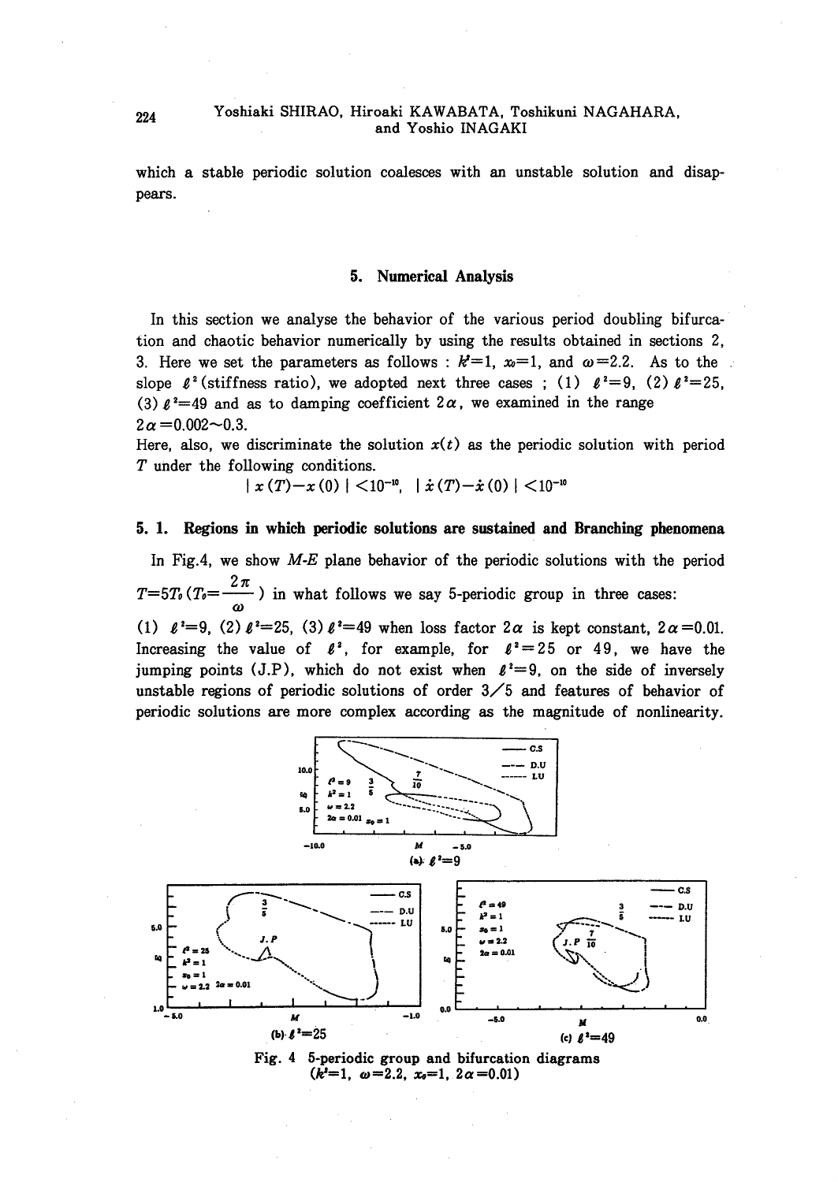which a stable periodic solution coalesces with an unstable solution and disappears.

## 5. Numerical Analysis

In this section we analyse the behavior of the various period doubling bifurcation and chaotic behavior numerically by using the results obtained in sections 2, 3. Here we set the parameters as follows : $k^2=1$, $x_0=1$, and $\omega=2.2$. As to the slope $\ell^2$ (stiffness ratio), we adopted next three cases ; (1) $\ell^2=9$, (2) $\ell^2=25$, (3) $\ell^2=49$ and as to damping coefficient $2\alpha$, we examined in the range $2\alpha=0.002\sim0.3$.

Here, also, we discriminate the solution $x(t)$ as the periodic solution with period $T$ under the following conditions.

$$|x(T)-x(0)|<10^{-10},\quad |\dot{x}(T)-\dot{x}(0)|<10^{-10}$$

### 5. 1. Regions in which periodic solutions are sustained and Branching phenomena

In Fig.4, we show *M-E* plane behavior of the periodic solutions with the period $T=5T_0$ ($T_0=\dfrac{2\pi}{\omega}$) in what follows we say 5-periodic group in three cases: (1) $\ell^2=9$, (2) $\ell^2=25$, (3) $\ell^2=49$ when loss factor $2\alpha$ is kept constant, $2\alpha=0.01$. Increasing the value of $\ell^2$, for example, for $\ell^2=25$ or 49, we have the jumping points (J.P), which do not exist when $\ell^2=9$, on the side of inversely unstable regions of periodic solutions of order 3/5 and features of behavior of periodic solutions are more complex according as the magnitude of nonlinearity.

Fig. 4 5-periodic group and bifurcation diagrams ($k^2=1$, $\omega=2.2$, $x_0=1$, $2\alpha=0.01$)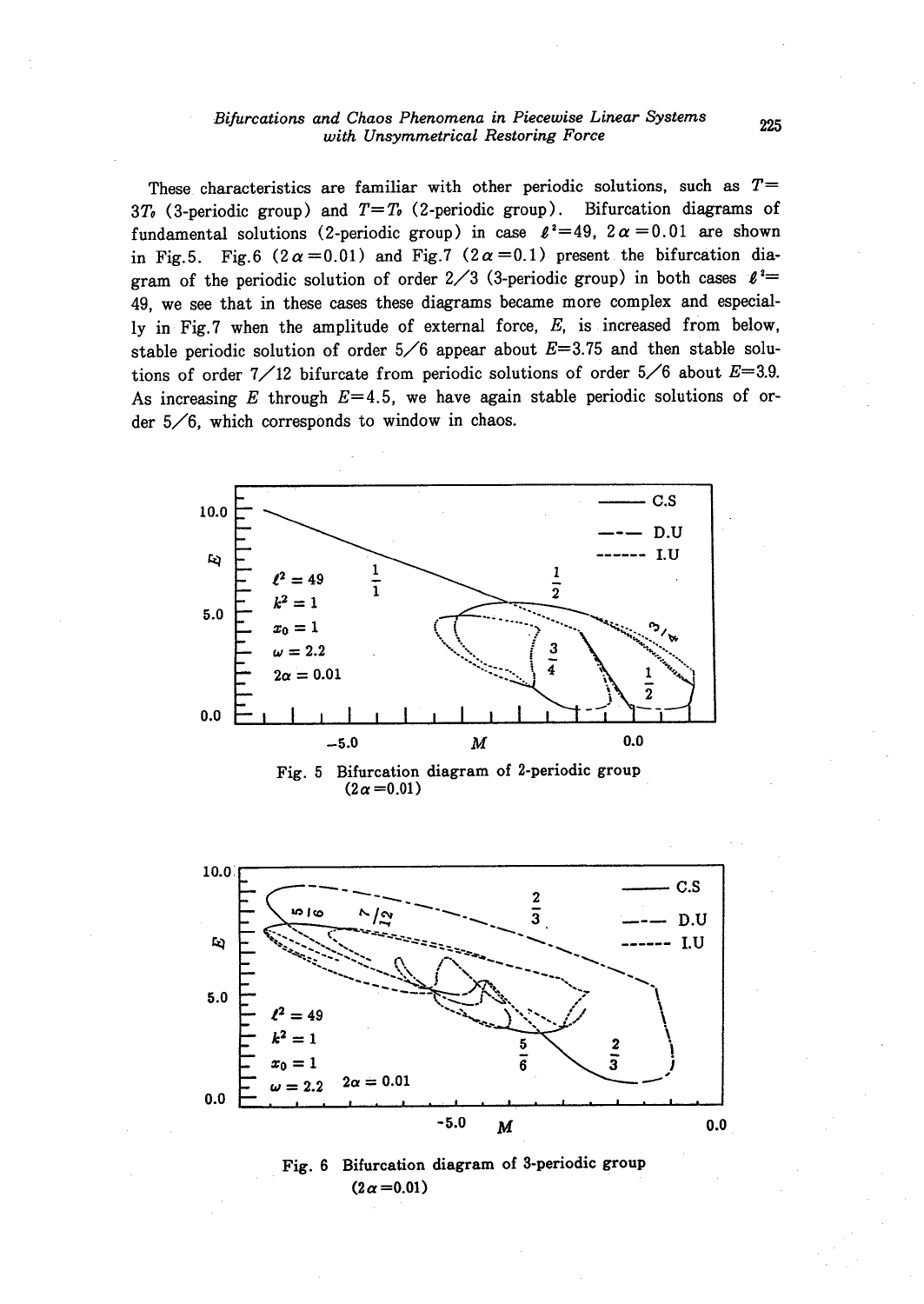These characteristics are familiar with other periodic solutions, such as $T=3T_0$ (3-periodic group) and $T=T_0$ (2-periodic group). Bifurcation diagrams of fundamental solutions (2-periodic group) in case $\ell^2=49$, $2\alpha=0.01$ are shown in Fig.5. Fig.6 ($2\alpha=0.01$) and Fig.7 ($2\alpha=0.1$) present the bifurcation diagram of the periodic solution of order 2/3 (3-periodic group) in both cases $\ell^2=49$, we see that in these cases these diagrams became more complex and especially in Fig.7 when the amplitude of external force, $E$, is increased from below, stable periodic solution of order 5/6 appear about $E=3.75$ and then stable solutions of order 7/12 bifurcate from periodic solutions of order 5/6 about $E=3.9$. As increasing $E$ through $E=4.5$, we have again stable periodic solutions of order 5/6, which corresponds to window in chaos.

Fig. 5 Bifurcation diagram of 2-periodic group ($2\alpha=0.01$)

Fig. 6 Bifurcation diagram of 3-periodic group ($2\alpha=0.01$)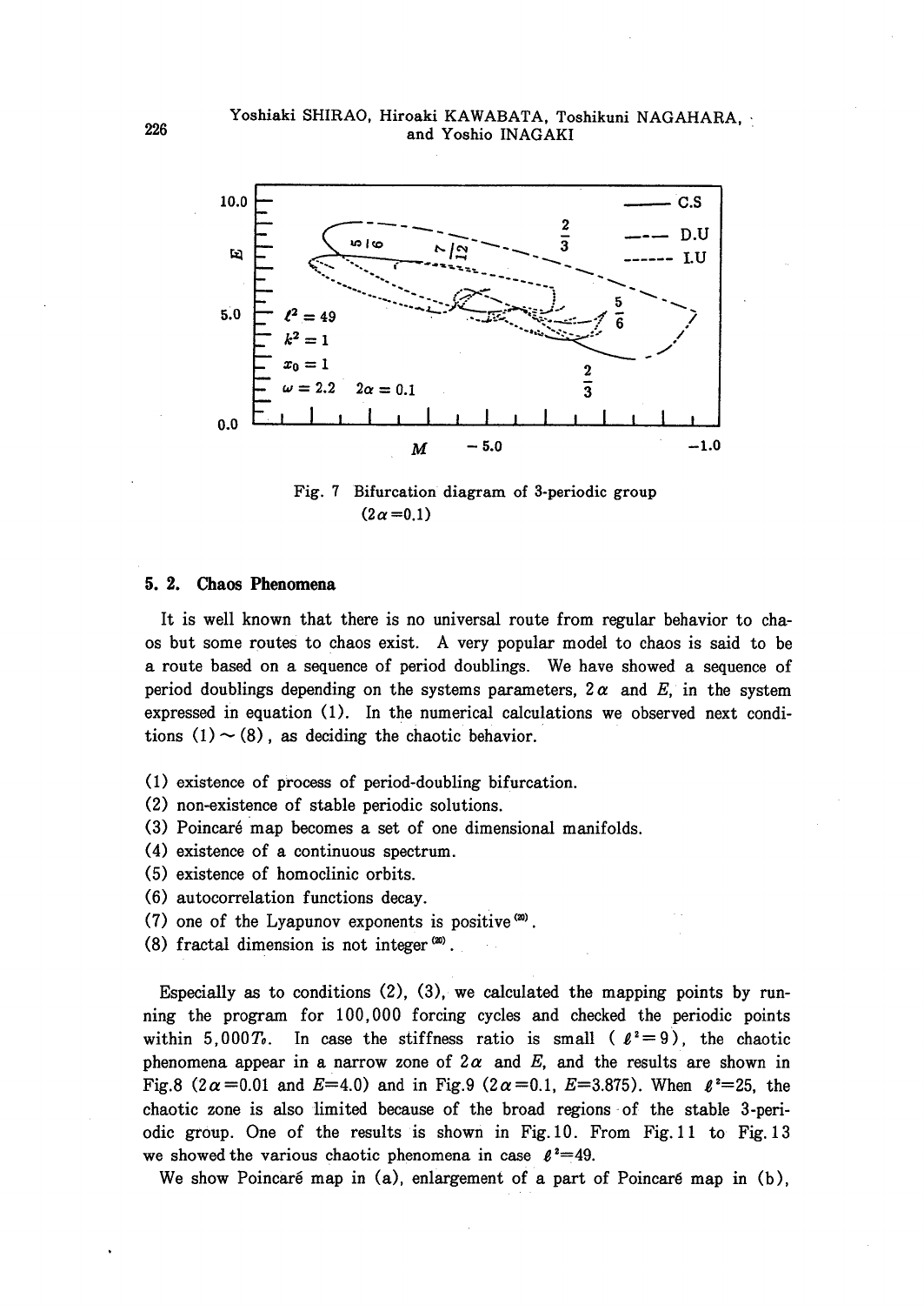Fig. 7 Bifurcation diagram of 3-periodic group ($2\alpha=0.1$)

### 5. 2. Chaos Phenomena

It is well known that there is no universal route from regular behavior to chaos but some routes to chaos exist. A very popular model to chaos is said to be a route based on a sequence of period doublings. We have showed a sequence of period doublings depending on the systems parameters, $2\alpha$ and $E$, in the system expressed in equation (1). In the numerical calculations we observed next conditions (1) ~ (8), as deciding the chaotic behavior.

(1) existence of process of period-doubling bifurcation.
(2) non-existence of stable periodic solutions.
(3) Poincaré map becomes a set of one dimensional manifolds.
(4) existence of a continuous spectrum.
(5) existence of homoclinic orbits.
(6) autocorrelation functions decay.
(7) one of the Lyapunov exponents is positive [20].
(8) fractal dimension is not integer [20].

Especially as to conditions (2), (3), we calculated the mapping points by running the program for 100,000 forcing cycles and checked the periodic points within $5,000T_0$. In case the stiffness ratio is small ($\ell^2=9$), the chaotic phenomena appear in a narrow zone of $2\alpha$ and $E$, and the results are shown in Fig.8 ($2\alpha=0.01$ and $E=4.0$) and in Fig.9 ($2\alpha=0.1$, $E=3.875$). When $\ell^2=25$, the chaotic zone is also limited because of the broad regions of the stable 3-periodic group. One of the results is shown in Fig.10. From Fig.11 to Fig.13 we showed the various chaotic phenomena in case $\ell^2=49$.

We show Poincaré map in (a), enlargement of a part of Poincaré map in (b),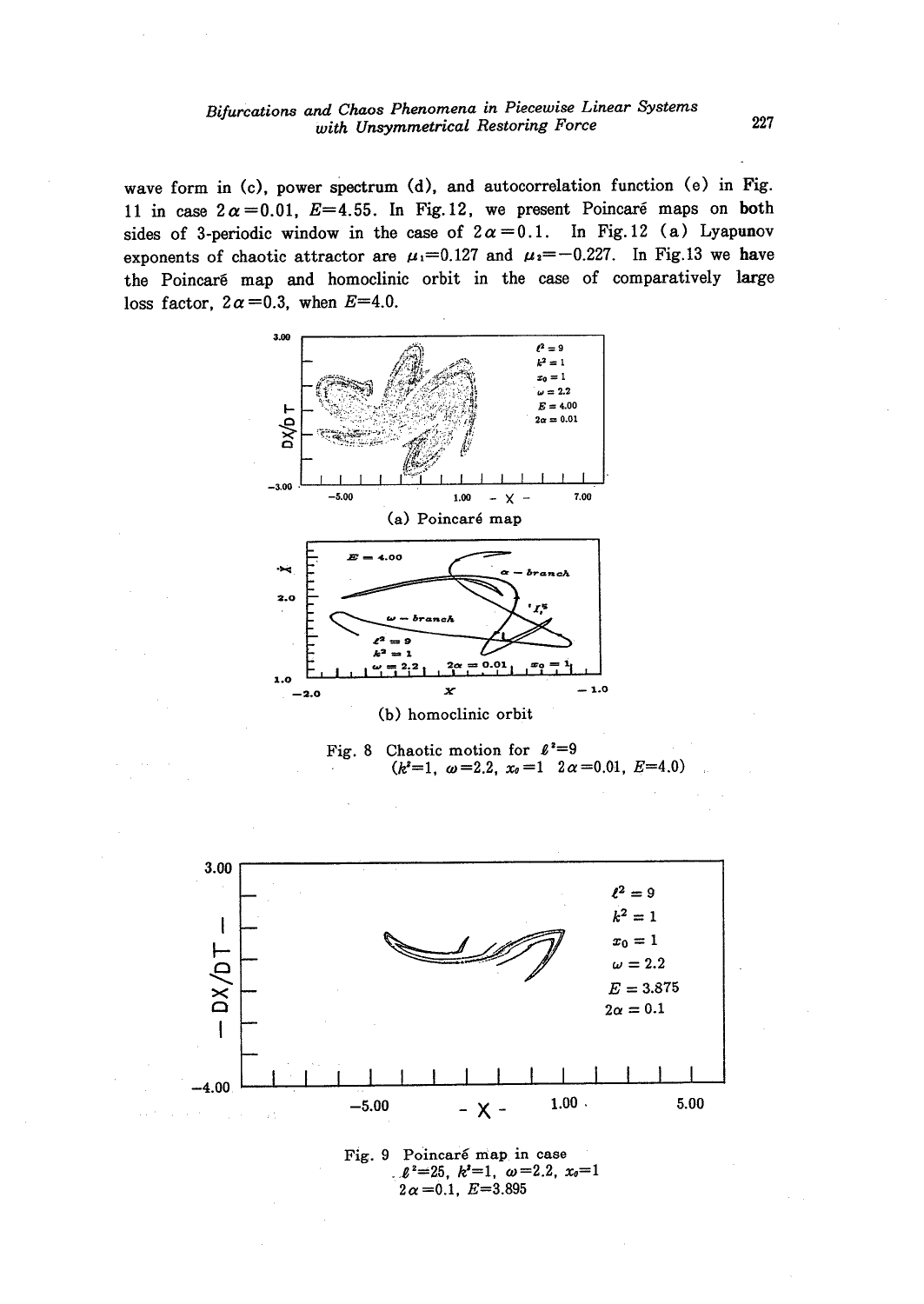wave form in (c), power spectrum (d), and autocorrelation function (e) in Fig. 11 in case $2\alpha=0.01$, $E=4.55$. In Fig.12, we present Poincaré maps on both sides of 3-periodic window in the case of $2\alpha=0.1$. In Fig.12 (a) Lyapunov exponents of chaotic attractor are $\mu_1=0.127$ and $\mu_2=-0.227$. In Fig.13 we have the Poincaré map and homoclinic orbit in the case of comparatively large loss factor, $2\alpha=0.3$, when $E=4.0$.

(a) Poincaré map

(b) homoclinic orbit

Fig. 8 Chaotic motion for $\ell^2=9$ ($k^2=1$, $\omega=2.2$, $x_0=1$ $2\alpha=0.01$, $E=4.0$)

Fig. 9 Poincaré map in case $\ell^2=25$, $k^2=1$, $\omega=2.2$, $x_0=1$ $2\alpha=0.1$, $E=3.895$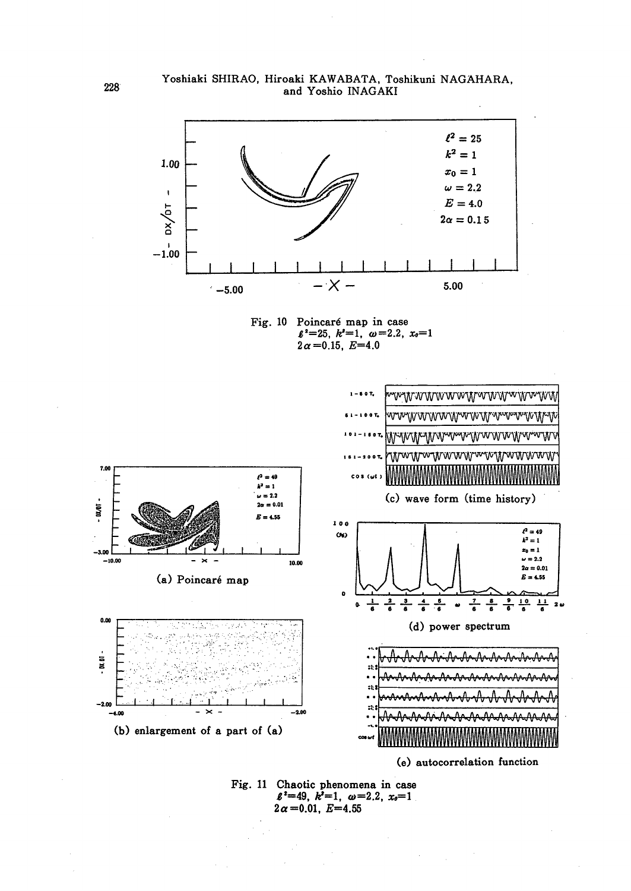Fig. 10 Poincaré map in case $\ell^2=25$, $k^2=1$, $\omega=2.2$, $x_0=1$, $2\alpha=0.15$, $E=4.0$

(a) Poincaré map

(b) enlargement of a part of (a)

(c) wave form (time history)

(d) power spectrum

(e) autocorrelation function

Fig. 11 Chaotic phenomena in case $\ell^2=49$, $k^2=1$, $\omega=2.2$, $x_0=1$, $2\alpha=0.01$, $E=4.55$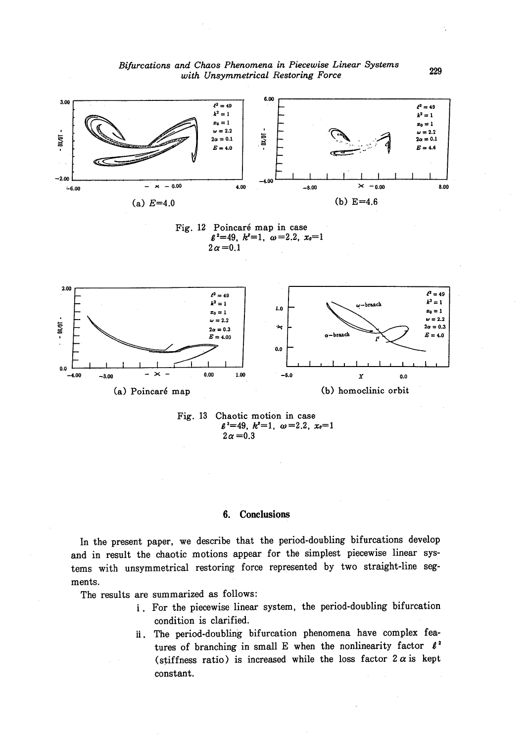(a) $E$=4.0

(b) E=4.6

Fig. 12 Poincaré map in case
$\ell^2$=49, $k^2$=1, $\omega$=2.2, $x_0$=1
$2\alpha$=0.1

(a) Poincaré map

(b) homoclinic orbit

Fig. 13 Chaotic motion in case
$\ell^2$=49, $k^2$=1, $\omega$=2.2, $x_0$=1
$2\alpha$=0.3

## 6. Conclusions

In the present paper, we describe that the period-doubling bifurcations develop and in result the chaotic motions appear for the simplest piecewise linear systems with unsymmetrical restoring force represented by two straight-line segments.

The results are summarized as follows:

i. For the piecewise linear system, the period-doubling bifurcation condition is clarified.

ii. The period-doubling bifurcation phenomena have complex features of branching in small E when the nonlinearity factor $\ell^2$ (stiffness ratio) is increased while the loss factor $2\alpha$ is kept constant.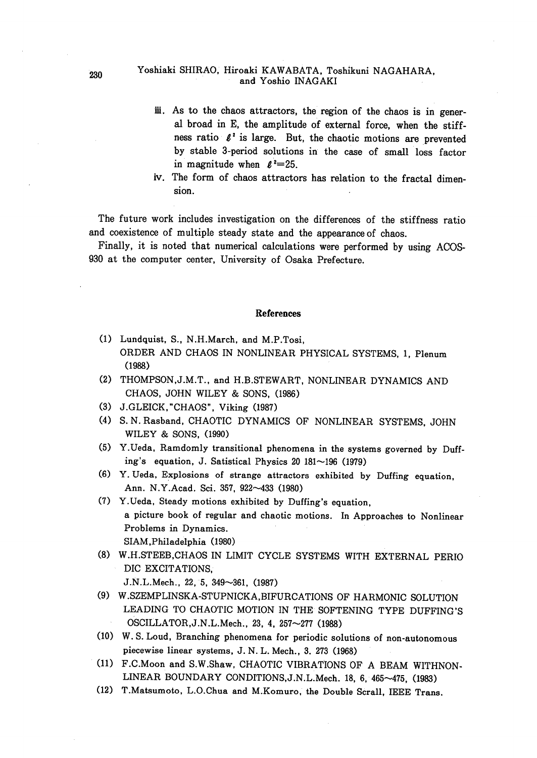iii. As to the chaos attractors, the region of the chaos is in general broad in E, the amplitude of external force, when the stiffness ratio $\ell^2$ is large. But, the chaotic motions are prevented by stable 3-period solutions in the case of small loss factor in magnitude when $\ell^2=25$.

iv. The form of chaos attractors has relation to the fractal dimension.

The future work includes investigation on the differences of the stiffness ratio and coexistence of multiple steady state and the appearance of chaos.

Finally, it is noted that numerical calculations were performed by using ACOS-930 at the computer center, University of Osaka Prefecture.

## References

(1) Lundquist, S., N.H.March, and M.P.Tosi, ORDER AND CHAOS IN NONLINEAR PHYSICAL SYSTEMS, 1, Plenum (1988)

(2) THOMPSON,J.M.T., and H.B.STEWART, NONLINEAR DYNAMICS AND CHAOS, JOHN WILEY & SONS, (1986)

(3) J.GLEICK,"CHAOS", Viking (1987)

(4) S. N. Rasband, CHAOTIC DYNAMICS OF NONLINEAR SYSTEMS, JOHN WILEY & SONS, (1990)

(5) Y.Ueda, Ramdomly transitional phenomena in the systems governed by Duffing's equation, J. Satistical Physics 20 181~196 (1979)

(6) Y. Ueda, Explosions of strange attractors exhibited by Duffing equation, Ann. N.Y.Acad. Sci. 357, 922~433 (1980)

(7) Y.Ueda, Steady motions exhibited by Duffing's equation, a picture book of regular and chaotic motions. In Approaches to Nonlinear Problems in Dynamics. SIAM,Philadelphia (1980)

(8) W.H.STEEB,CHAOS IN LIMIT CYCLE SYSTEMS WITH EXTERNAL PERIODIC EXCITATIONS, J.N.L.Mech., 22, 5, 349~361, (1987)

(9) W.SZEMPLINSKA-STUPNICKA,BIFURCATIONS OF HARMONIC SOLUTION LEADING TO CHAOTIC MOTION IN THE SOFTENING TYPE DUFFING'S OSCILLATOR,J.N.L.Mech., 23, 4, 257~277 (1988)

(10) W. S. Loud, Branching phenomena for periodic solutions of non-autonomous piecewise linear systems, J. N. L. Mech., 3. 273 (1968)

(11) F.C.Moon and S.W.Shaw, CHAOTIC VIBRATIONS OF A BEAM WITHNON-LINEAR BOUNDARY CONDITIONS,J.N.L.Mech. 18, 6, 465~475, (1983)

(12) T.Matsumoto, L.O.Chua and M.Komuro, the Double Scrall, IEEE Trans.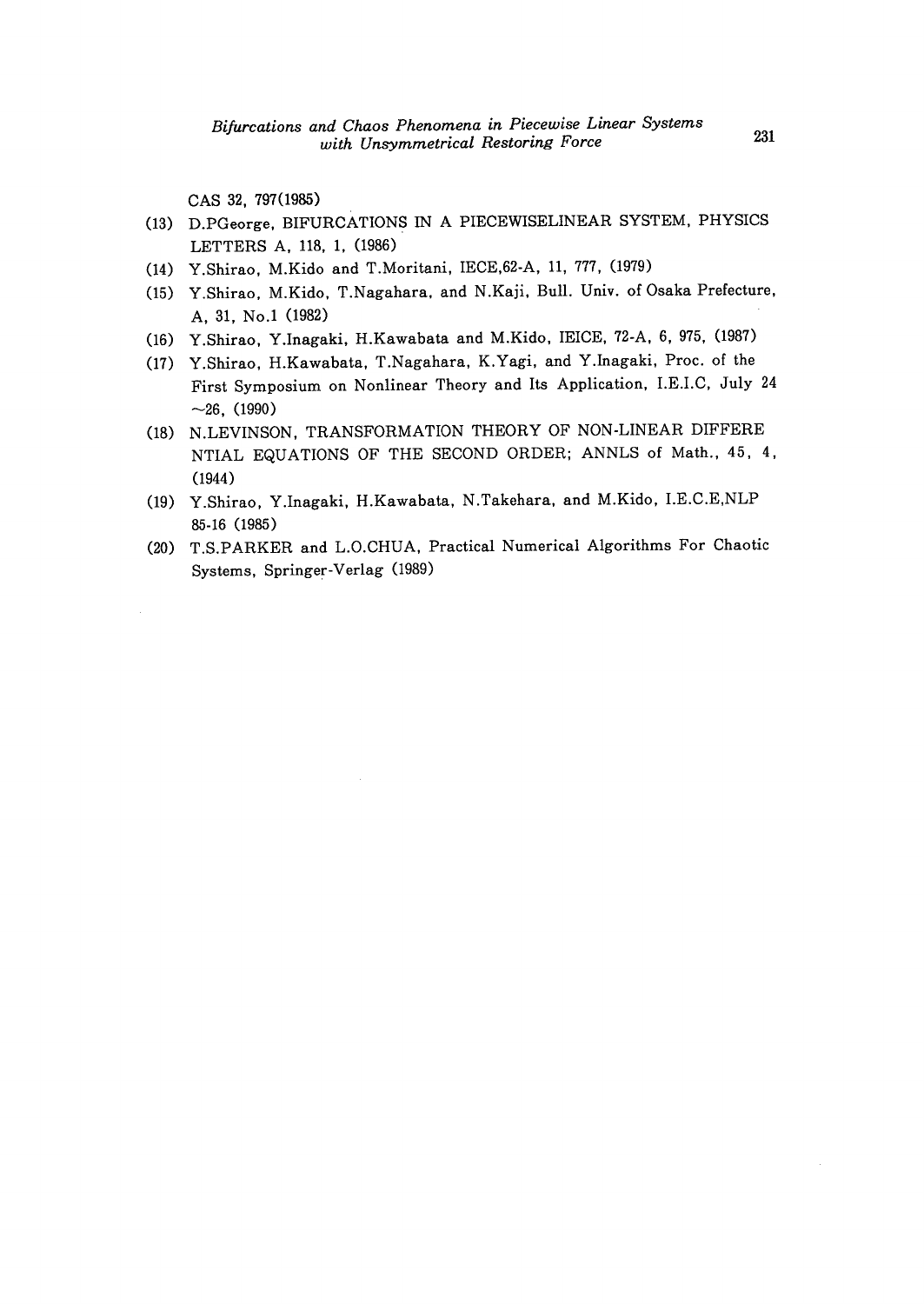CAS 32, 797(1985)

(13) D.PGeorge, BIFURCATIONS IN A PIECEWISELINEAR SYSTEM, PHYSICS LETTERS A, 118, 1, (1986)

(14) Y.Shirao, M.Kido and T.Moritani, IECE,62-A, 11, 777, (1979)

(15) Y.Shirao, M.Kido, T.Nagahara, and N.Kaji, Bull. Univ. of Osaka Prefecture, A, 31, No.1 (1982)

(16) Y.Shirao, Y.Inagaki, H.Kawabata and M.Kido, IEICE, 72-A, 6, 975, (1987)

(17) Y.Shirao, H.Kawabata, T.Nagahara, K.Yagi, and Y.Inagaki, Proc. of the First Symposium on Nonlinear Theory and Its Application, I.E.I.C, July 24 ~26, (1990)

(18) N.LEVINSON, TRANSFORMATION THEORY OF NON-LINEAR DIFFERE NTIAL EQUATIONS OF THE SECOND ORDER; ANNLS of Math., 45, 4, (1944)

(19) Y.Shirao, Y.Inagaki, H.Kawabata, N.Takehara, and M.Kido, I.E.C.E,NLP 85-16 (1985)

(20) T.S.PARKER and L.O.CHUA, Practical Numerical Algorithms For Chaotic Systems, Springer-Verlag (1989)